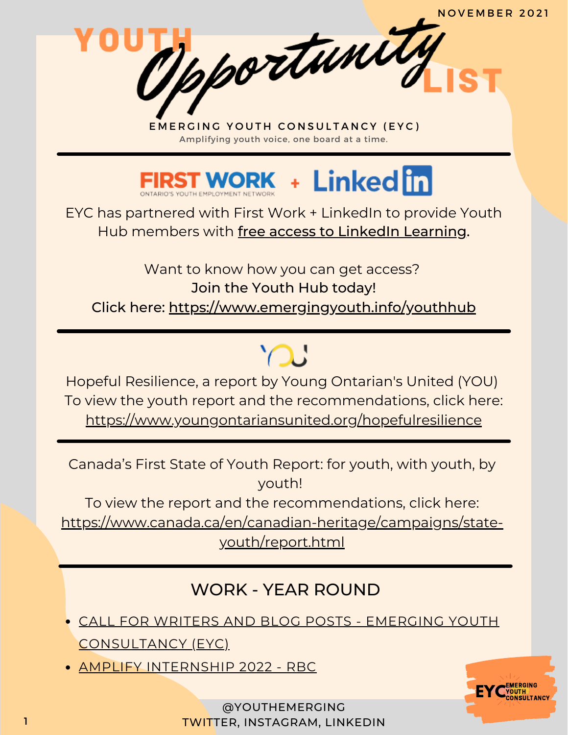NOVEMBER 2021

# YOUTH *Opportunity* LIST

EMERGING YOUTH CONSULTANCY (EYC)

Amplifying youth voice, one board at a time.

---

FIRST WORK ONTARIO'S YOUTH EMPLOYMENT NETWORK + LinkedIn

EYC has partnered with First Work + LinkedIn to provide Youth Hub members with free access to LinkedIn Learning.

Want to know how you can get access?

**Join the Youth Hub today!**

Click here: https://www.emergingyouth.info/youthhub

---

Hopeful Resilience, a report by Young Ontarian's United (YOU)

To view the youth report and the recommendations, click here:

https://www.youngontariansunited.org/hopefulresilience

---

Canada's First State of Youth Report: for youth, with youth, by youth!

To view the report and the recommendations, click here:

https://www.canada.ca/en/canadian-heritage/campaigns/state-youth/report.html

---

## WORK - YEAR ROUND

- CALL FOR WRITERS AND BLOG POSTS - EMERGING YOUTH CONSULTANCY (EYC)
- AMPLIFY INTERNSHIP 2022 - RBC

@YOUTHEMERGING

TWITTER, INSTAGRAM, LINKEDIN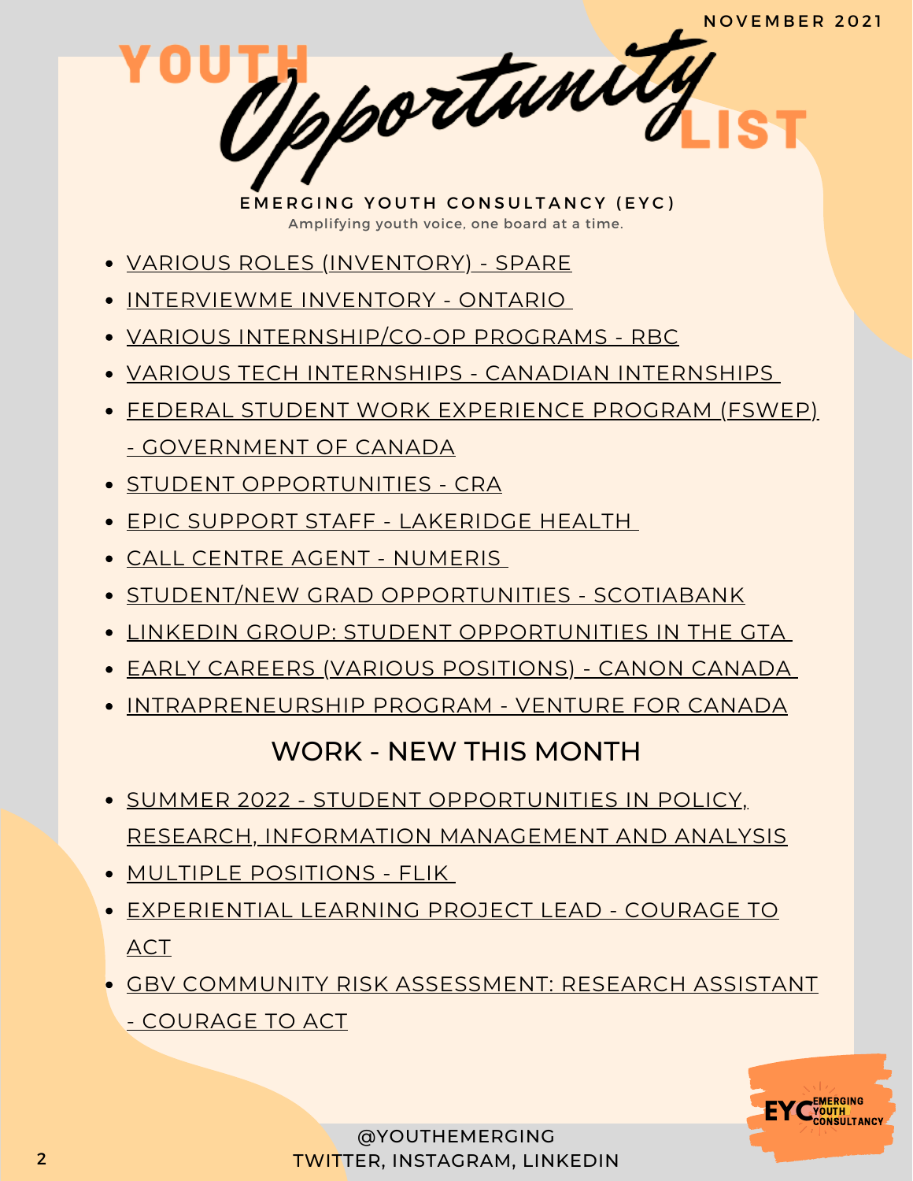NOVEMBER 2021

# YOUTH *Opportunity* LIST

**EMERGING YOUTH CONSULTANCY (EYC)**

Amplifying youth voice, one board at a time.

- VARIOUS ROLES (INVENTORY) - SPARE
- INTERVIEWME INVENTORY - ONTARIO
- VARIOUS INTERNSHIP/CO-OP PROGRAMS - RBC
- VARIOUS TECH INTERNSHIPS - CANADIAN INTERNSHIPS
- FEDERAL STUDENT WORK EXPERIENCE PROGRAM (FSWEP) - GOVERNMENT OF CANADA
- STUDENT OPPORTUNITIES - CRA
- EPIC SUPPORT STAFF - LAKERIDGE HEALTH
- CALL CENTRE AGENT - NUMERIS
- STUDENT/NEW GRAD OPPORTUNITIES - SCOTIABANK
- LINKEDIN GROUP: STUDENT OPPORTUNITIES IN THE GTA
- EARLY CAREERS (VARIOUS POSITIONS) - CANON CANADA
- INTRAPRENEURSHIP PROGRAM - VENTURE FOR CANADA

## WORK - NEW THIS MONTH

- SUMMER 2022 - STUDENT OPPORTUNITIES IN POLICY, RESEARCH, INFORMATION MANAGEMENT AND ANALYSIS
- MULTIPLE POSITIONS - FLIK
- EXPERIENTIAL LEARNING PROJECT LEAD - COURAGE TO ACT
- GBV COMMUNITY RISK ASSESSMENT: RESEARCH ASSISTANT - COURAGE TO ACT

@YOUTHEMERGING
TWITTER, INSTAGRAM, LINKEDIN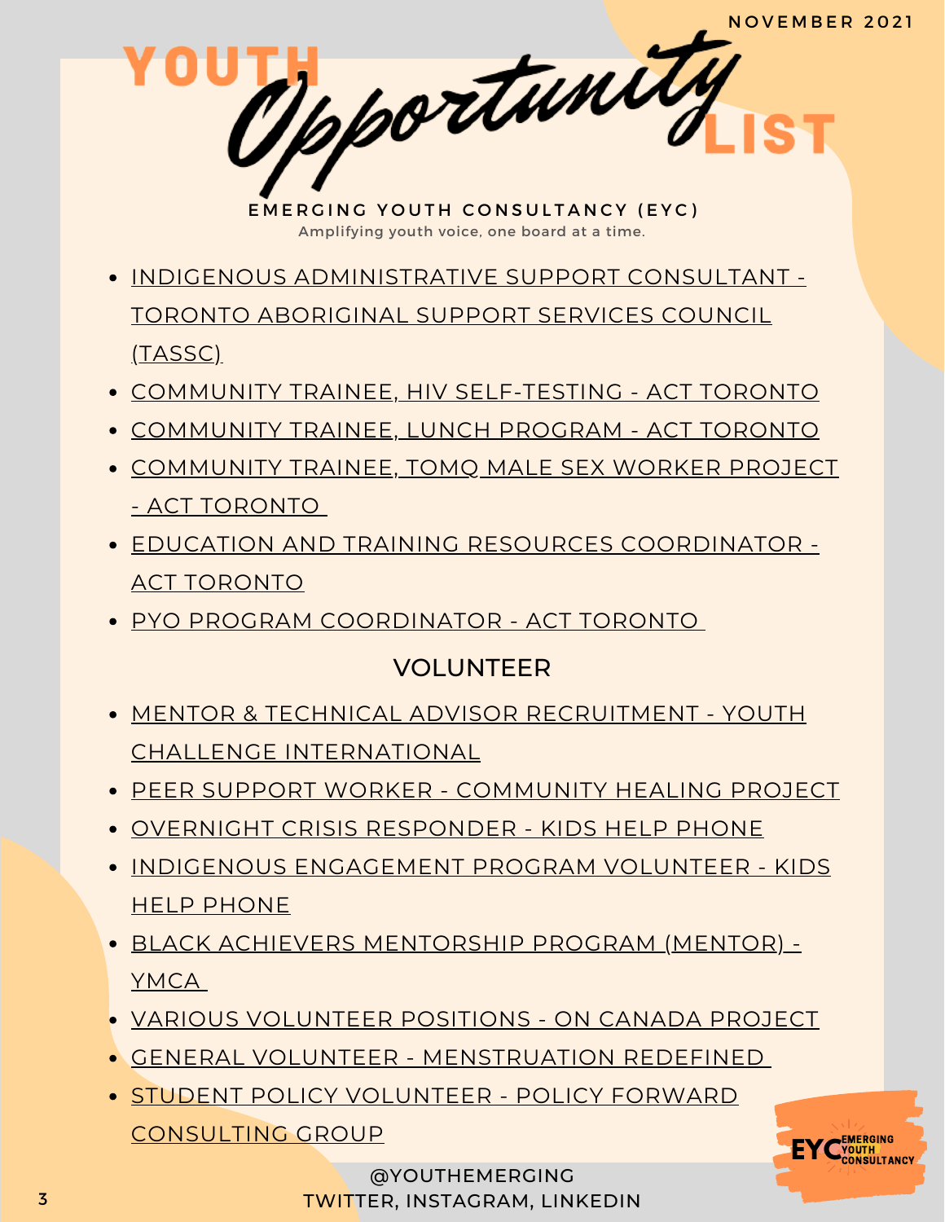NOVEMBER 2021

# YOUTH *Opportunity* LIST

**EMERGING YOUTH CONSULTANCY (EYC)**

Amplifying youth voice, one board at a time.

- INDIGENOUS ADMINISTRATIVE SUPPORT CONSULTANT - TORONTO ABORIGINAL SUPPORT SERVICES COUNCIL (TASSC)
- COMMUNITY TRAINEE, HIV SELF-TESTING - ACT TORONTO
- COMMUNITY TRAINEE, LUNCH PROGRAM - ACT TORONTO
- COMMUNITY TRAINEE, TOMQ MALE SEX WORKER PROJECT - ACT TORONTO
- EDUCATION AND TRAINING RESOURCES COORDINATOR - ACT TORONTO
- PYO PROGRAM COORDINATOR - ACT TORONTO

## VOLUNTEER

- MENTOR & TECHNICAL ADVISOR RECRUITMENT - YOUTH CHALLENGE INTERNATIONAL
- PEER SUPPORT WORKER - COMMUNITY HEALING PROJECT
- OVERNIGHT CRISIS RESPONDER - KIDS HELP PHONE
- INDIGENOUS ENGAGEMENT PROGRAM VOLUNTEER - KIDS HELP PHONE
- BLACK ACHIEVERS MENTORSHIP PROGRAM (MENTOR) - YMCA
- VARIOUS VOLUNTEER POSITIONS - ON CANADA PROJECT
- GENERAL VOLUNTEER - MENSTRUATION REDEFINED
- STUDENT POLICY VOLUNTEER - POLICY FORWARD CONSULTING GROUP

@YOUTHEMERGING
TWITTER, INSTAGRAM, LINKEDIN

EYC EMERGING YOUTH CONSULTANCY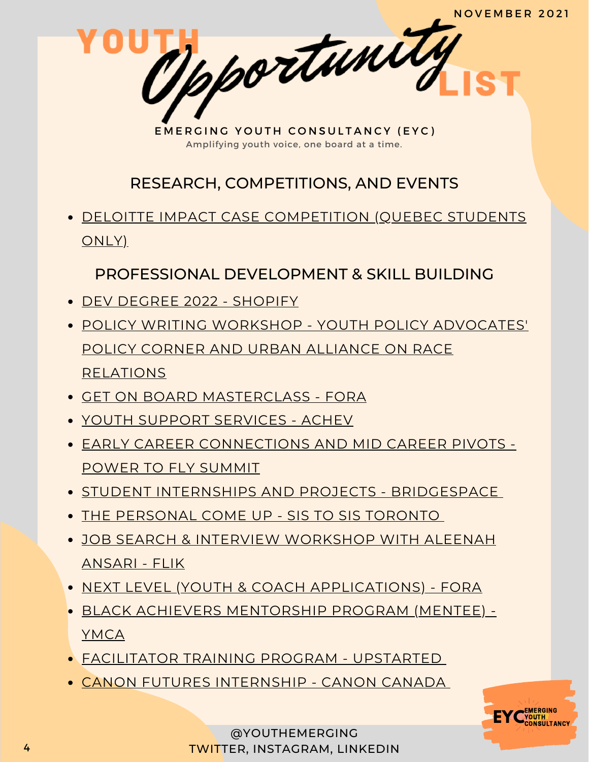NOVEMBER 2021

# YOUTH *Opportunity* LIST

EMERGING YOUTH CONSULTANCY (EYC)

Amplifying youth voice, one board at a time.

## RESEARCH, COMPETITIONS, AND EVENTS

- DELOITTE IMPACT CASE COMPETITION (QUEBEC STUDENTS ONLY)

## PROFESSIONAL DEVELOPMENT & SKILL BUILDING

- DEV DEGREE 2022 - SHOPIFY
- POLICY WRITING WORKSHOP - YOUTH POLICY ADVOCATES' POLICY CORNER AND URBAN ALLIANCE ON RACE RELATIONS
- GET ON BOARD MASTERCLASS - FORA
- YOUTH SUPPORT SERVICES - ACHEV
- EARLY CAREER CONNECTIONS AND MID CAREER PIVOTS - POWER TO FLY SUMMIT
- STUDENT INTERNSHIPS AND PROJECTS - BRIDGESPACE
- THE PERSONAL COME UP - SIS TO SIS TORONTO
- JOB SEARCH & INTERVIEW WORKSHOP WITH ALEENAH ANSARI - FLIK
- NEXT LEVEL (YOUTH & COACH APPLICATIONS) - FORA
- BLACK ACHIEVERS MENTORSHIP PROGRAM (MENTEE) - YMCA
- FACILITATOR TRAINING PROGRAM - UPSTARTED
- CANON FUTURES INTERNSHIP - CANON CANADA

@YOUTHEMERGING
TWITTER, INSTAGRAM, LINKEDIN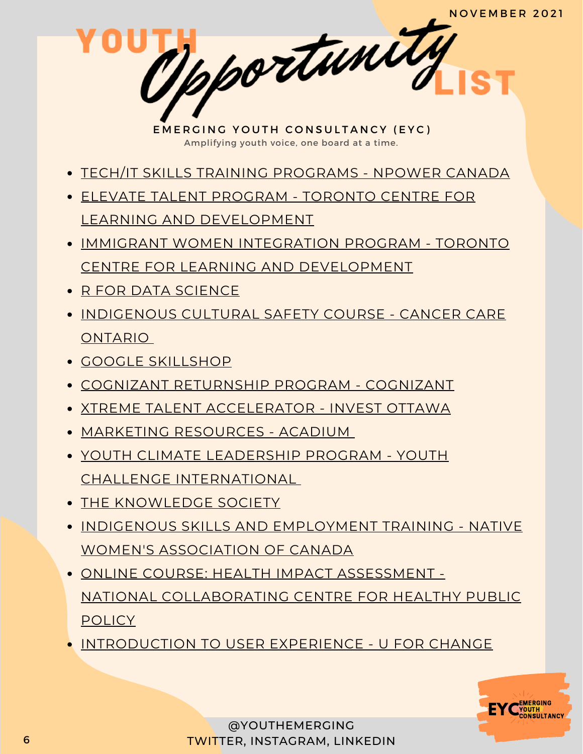NOVEMBER 2021

# YOUTH *Opportunity* LIST

EMERGING YOUTH CONSULTANCY (EYC)

Amplifying youth voice, one board at a time.

- TECH/IT SKILLS TRAINING PROGRAMS - NPOWER CANADA
- ELEVATE TALENT PROGRAM - TORONTO CENTRE FOR LEARNING AND DEVELOPMENT
- IMMIGRANT WOMEN INTEGRATION PROGRAM - TORONTO CENTRE FOR LEARNING AND DEVELOPMENT
- R FOR DATA SCIENCE
- INDIGENOUS CULTURAL SAFETY COURSE - CANCER CARE ONTARIO
- GOOGLE SKILLSHOP
- COGNIZANT RETURNSHIP PROGRAM - COGNIZANT
- XTREME TALENT ACCELERATOR - INVEST OTTAWA
- MARKETING RESOURCES - ACADIUM
- YOUTH CLIMATE LEADERSHIP PROGRAM - YOUTH CHALLENGE INTERNATIONAL
- THE KNOWLEDGE SOCIETY
- INDIGENOUS SKILLS AND EMPLOYMENT TRAINING - NATIVE WOMEN'S ASSOCIATION OF CANADA
- ONLINE COURSE: HEALTH IMPACT ASSESSMENT - NATIONAL COLLABORATING CENTRE FOR HEALTHY PUBLIC POLICY
- INTRODUCTION TO USER EXPERIENCE - U FOR CHANGE

EYC EMERGING YOUTH CONSULTANCY

@YOUTHEMERGING
TWITTER, INSTAGRAM, LINKEDIN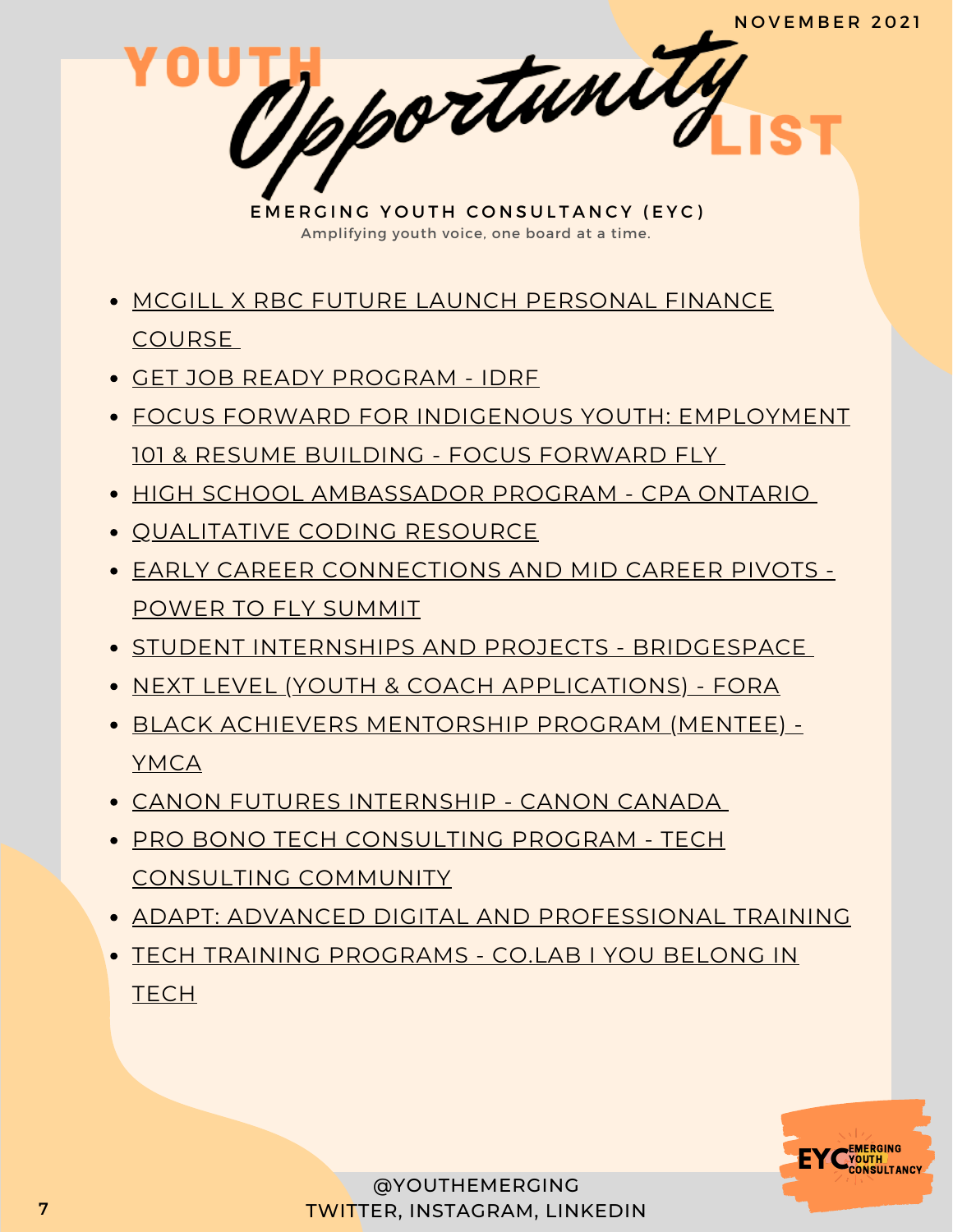# YOUTH Opportunity LIST

NOVEMBER 2021

**EMERGING YOUTH CONSULTANCY (EYC)**

Amplifying youth voice, one board at a time.

- MCGILL X RBC FUTURE LAUNCH PERSONAL FINANCE COURSE
- GET JOB READY PROGRAM - IDRF
- FOCUS FORWARD FOR INDIGENOUS YOUTH: EMPLOYMENT 101 & RESUME BUILDING - FOCUS FORWARD FLY
- HIGH SCHOOL AMBASSADOR PROGRAM - CPA ONTARIO
- QUALITATIVE CODING RESOURCE
- EARLY CAREER CONNECTIONS AND MID CAREER PIVOTS - POWER TO FLY SUMMIT
- STUDENT INTERNSHIPS AND PROJECTS - BRIDGESPACE
- NEXT LEVEL (YOUTH & COACH APPLICATIONS) - FORA
- BLACK ACHIEVERS MENTORSHIP PROGRAM (MENTEE) - YMCA
- CANON FUTURES INTERNSHIP - CANON CANADA
- PRO BONO TECH CONSULTING PROGRAM - TECH CONSULTING COMMUNITY
- ADAPT: ADVANCED DIGITAL AND PROFESSIONAL TRAINING
- TECH TRAINING PROGRAMS - CO.LAB I YOU BELONG IN TECH

@YOUTHEMERGING
TWITTER, INSTAGRAM, LINKEDIN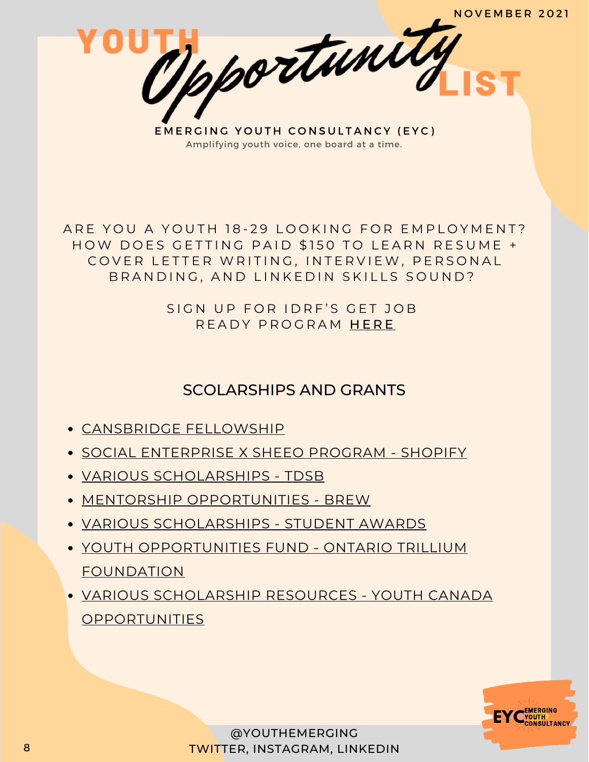NOVEMBER 2021

# YOUTH *Opportunity* LIST

**EMERGING YOUTH CONSULTANCY (EYC)**

Amplifying youth voice, one board at a time.

ARE YOU A YOUTH 18-29 LOOKING FOR EMPLOYMENT? HOW DOES GETTING PAID $150 TO LEARN RESUME + COVER LETTER WRITING, INTERVIEW, PERSONAL BRANDING, AND LINKEDIN SKILLS SOUND?

SIGN UP FOR IDRF'S GET JOB READY PROGRAM HERE

## SCOLARSHIPS AND GRANTS

- CANSBRIDGE FELLOWSHIP
- SOCIAL ENTERPRISE X SHEEO PROGRAM - SHOPIFY
- VARIOUS SCHOLARSHIPS - TDSB
- MENTORSHIP OPPORTUNITIES - BREW
- VARIOUS SCHOLARSHIPS - STUDENT AWARDS
- YOUTH OPPORTUNITIES FUND - ONTARIO TRILLIUM FOUNDATION
- VARIOUS SCHOLARSHIP RESOURCES - YOUTH CANADA OPPORTUNITIES

@YOUTHEMERGING
TWITTER, INSTAGRAM, LINKEDIN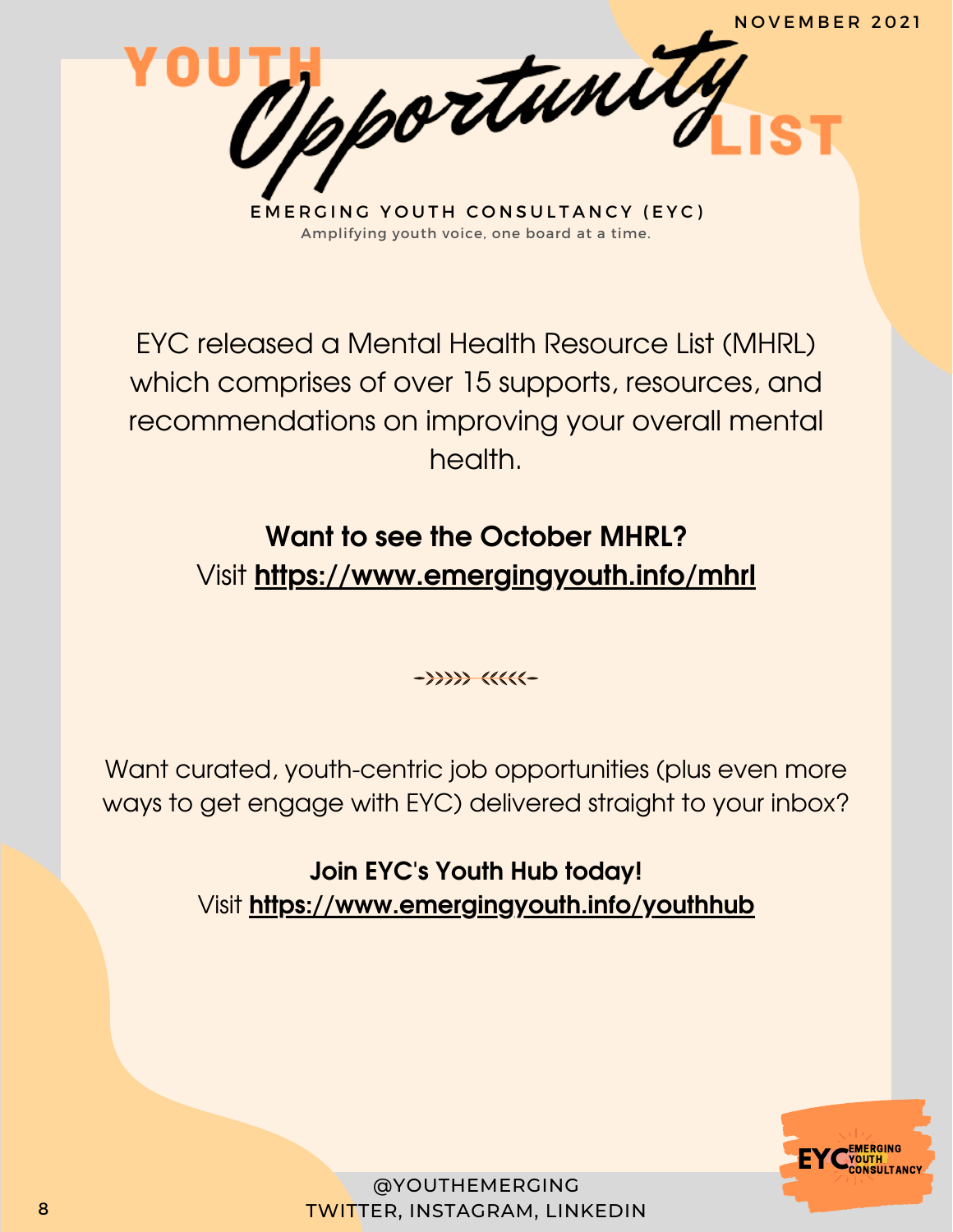# YOUTH *Opportunity* LIST

NOVEMBER 2021

EMERGING YOUTH CONSULTANCY (EYC)

Amplifying youth voice, one board at a time.

EYC released a Mental Health Resource List (MHRL) which comprises of over 15 supports, resources, and recommendations on improving your overall mental health.

**Want to see the October MHRL?**
Visit **https://www.emergingyouth.info/mhrl**

Want curated, youth-centric job opportunities (plus even more ways to get engage with EYC) delivered straight to your inbox?

**Join EYC's Youth Hub today!**
Visit **https://www.emergingyouth.info/youthhub**

@YOUTHEMERGING
TWITTER, INSTAGRAM, LINKEDIN